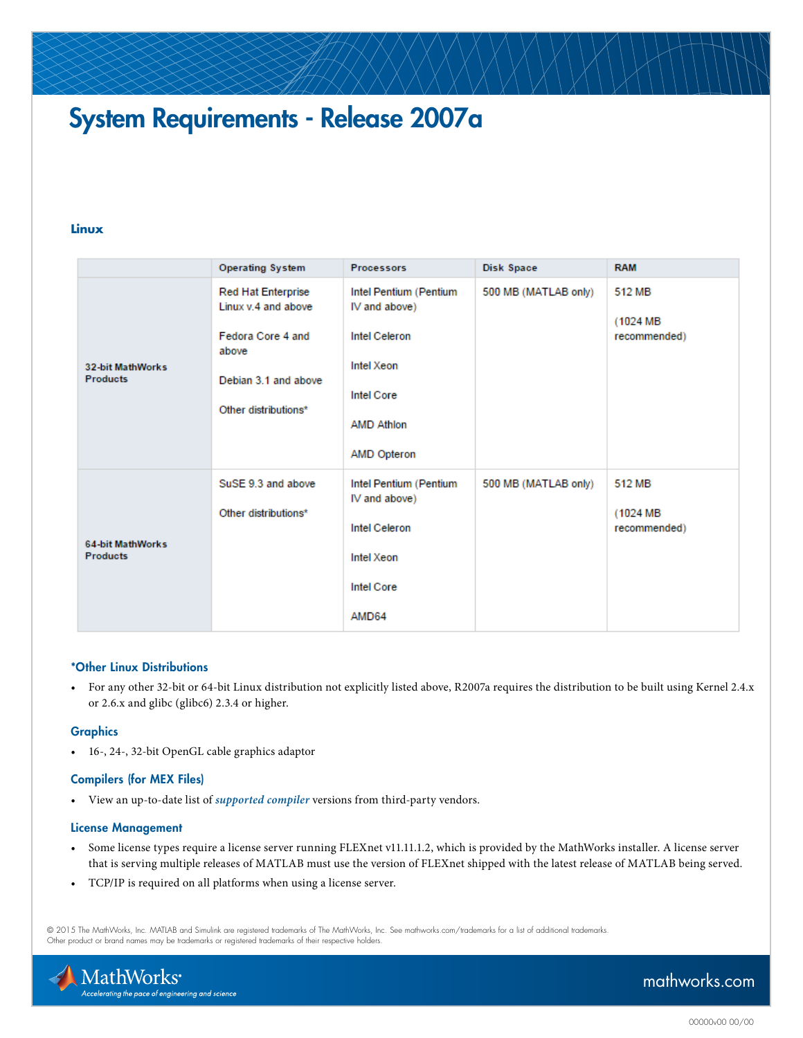# System Requirements - Release 2007a

## Linux

| | Operating System | Processors | Disk Space | RAM |
|---|---|---|---|---|
| **32-bit MathWorks Products** | Red Hat Enterprise Linux v.4 and above<br><br>Fedora Core 4 and above<br><br>Debian 3.1 and above<br><br>Other distributions* | Intel Pentium (Pentium IV and above)<br><br>Intel Celeron<br><br>Intel Xeon<br><br>Intel Core<br><br>AMD Athlon<br><br>AMD Opteron | 500 MB (MATLAB only) | 512 MB<br><br>(1024 MB recommended) |
| **64-bit MathWorks Products** | SuSE 9.3 and above<br><br>Other distributions* | Intel Pentium (Pentium IV and above)<br><br>Intel Celeron<br><br>Intel Xeon<br><br>Intel Core<br><br>AMD64 | 500 MB (MATLAB only) | 512 MB<br><br>(1024 MB recommended) |

### *Other Linux Distributions

- For any other 32-bit or 64-bit Linux distribution not explicitly listed above, R2007a requires the distribution to be built using Kernel 2.4.x or 2.6.x and glibc (glibc6) 2.3.4 or higher.

### Graphics

- 16-, 24-, 32-bit OpenGL cable graphics adaptor

### Compilers (for MEX Files)

- View an up-to-date list of ***supported compiler*** versions from third-party vendors.

### License Management

- Some license types require a license server running FLEXnet v11.11.1.2, which is provided by the MathWorks installer. A license server that is serving multiple releases of MATLAB must use the version of FLEXnet shipped with the latest release of MATLAB being served.
- TCP/IP is required on all platforms when using a license server.

© 2015 The MathWorks, Inc. MATLAB and Simulink are registered trademarks of The MathWorks, Inc. See mathworks.com/trademarks for a list of additional trademarks. Other product or brand names may be trademarks or registered trademarks of their respective holders.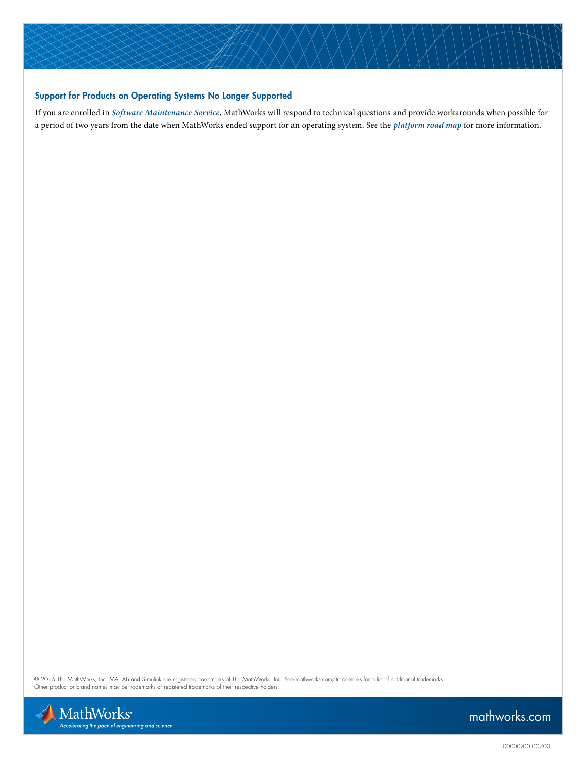### Support for Products on Operating Systems No Longer Supported

If you are enrolled in ***Software Maintenance Service***, MathWorks will respond to technical questions and provide workarounds when possible for a period of two years from the date when MathWorks ended support for an operating system. See the ***platform road map*** for more information.

© 2015 The MathWorks, Inc. MATLAB and Simulink are registered trademarks of The MathWorks, Inc. See mathworks.com/trademarks for a list of additional trademarks. Other product or brand names may be trademarks or registered trademarks of their respective holders.

MathWorks

*Accelerating the pace of engineering and science*

mathworks.com

00000v00 00/00